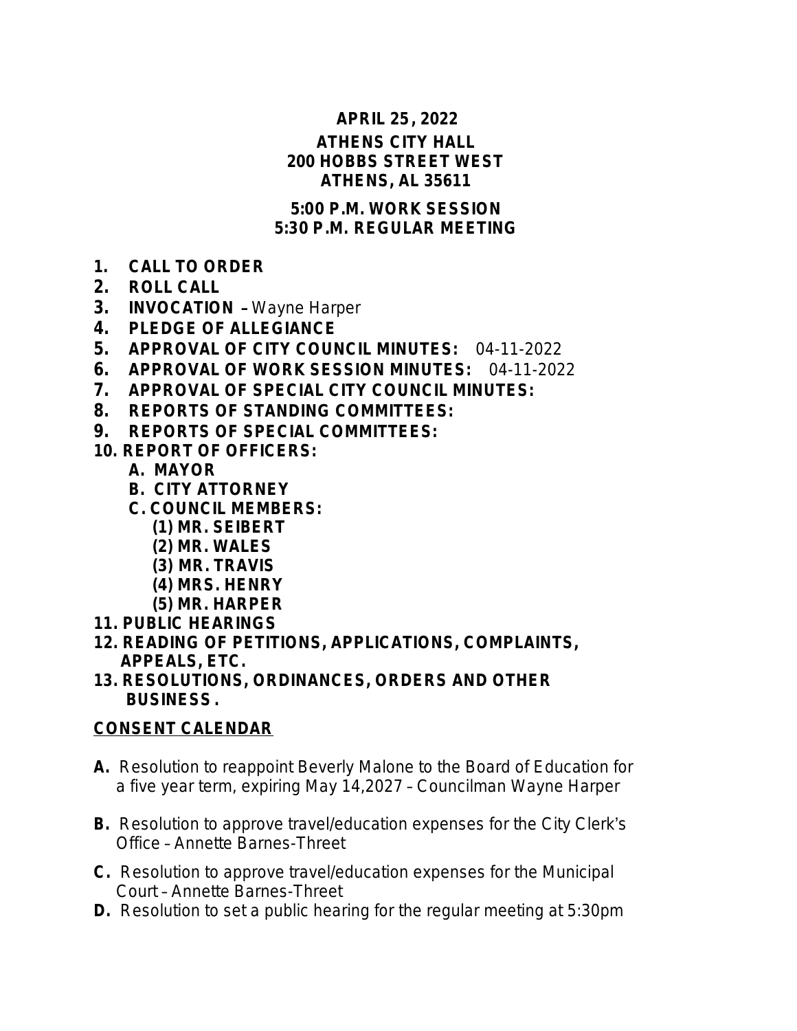**APRIL 25, 2022**
**ATHENS CITY HALL**
**200 HOBBS STREET WEST**
**ATHENS, AL 35611**

**5:00 P.M. WORK SESSION**
**5:30 P.M. REGULAR MEETING**

1. **CALL TO ORDER**
2. **ROLL CALL**
3. **INVOCATION –** Wayne Harper
4. **PLEDGE OF ALLEGIANCE**
5. **APPROVAL OF CITY COUNCIL MINUTES:** 04-11-2022
6. **APPROVAL OF WORK SESSION MINUTES:** 04-11-2022
7. **APPROVAL OF SPECIAL CITY COUNCIL MINUTES:**
8. **REPORTS OF STANDING COMMITTEES:**
9. **REPORTS OF SPECIAL COMMITTEES:**
10. **REPORT OF OFFICERS:**
    - **A. MAYOR**
    - **B. CITY ATTORNEY**
    - **C. COUNCIL MEMBERS:**
        - **(1) MR. SEIBERT**
        - **(2) MR. WALES**
        - **(3) MR. TRAVIS**
        - **(4) MRS. HENRY**
        - **(5) MR. HARPER**
11. **PUBLIC HEARINGS**
12. **READING OF PETITIONS, APPLICATIONS, COMPLAINTS, APPEALS, ETC.**
13. **RESOLUTIONS, ORDINANCES, ORDERS AND OTHER BUSINESS.**

**CONSENT CALENDAR**

**A.** Resolution to reappoint Beverly Malone to the Board of Education for a five year term, expiring May 14,2027 – Councilman Wayne Harper

**B.** Resolution to approve travel/education expenses for the City Clerk's Office – Annette Barnes-Threet

**C.** Resolution to approve travel/education expenses for the Municipal Court – Annette Barnes-Threet

**D.** Resolution to set a public hearing for the regular meeting at 5:30pm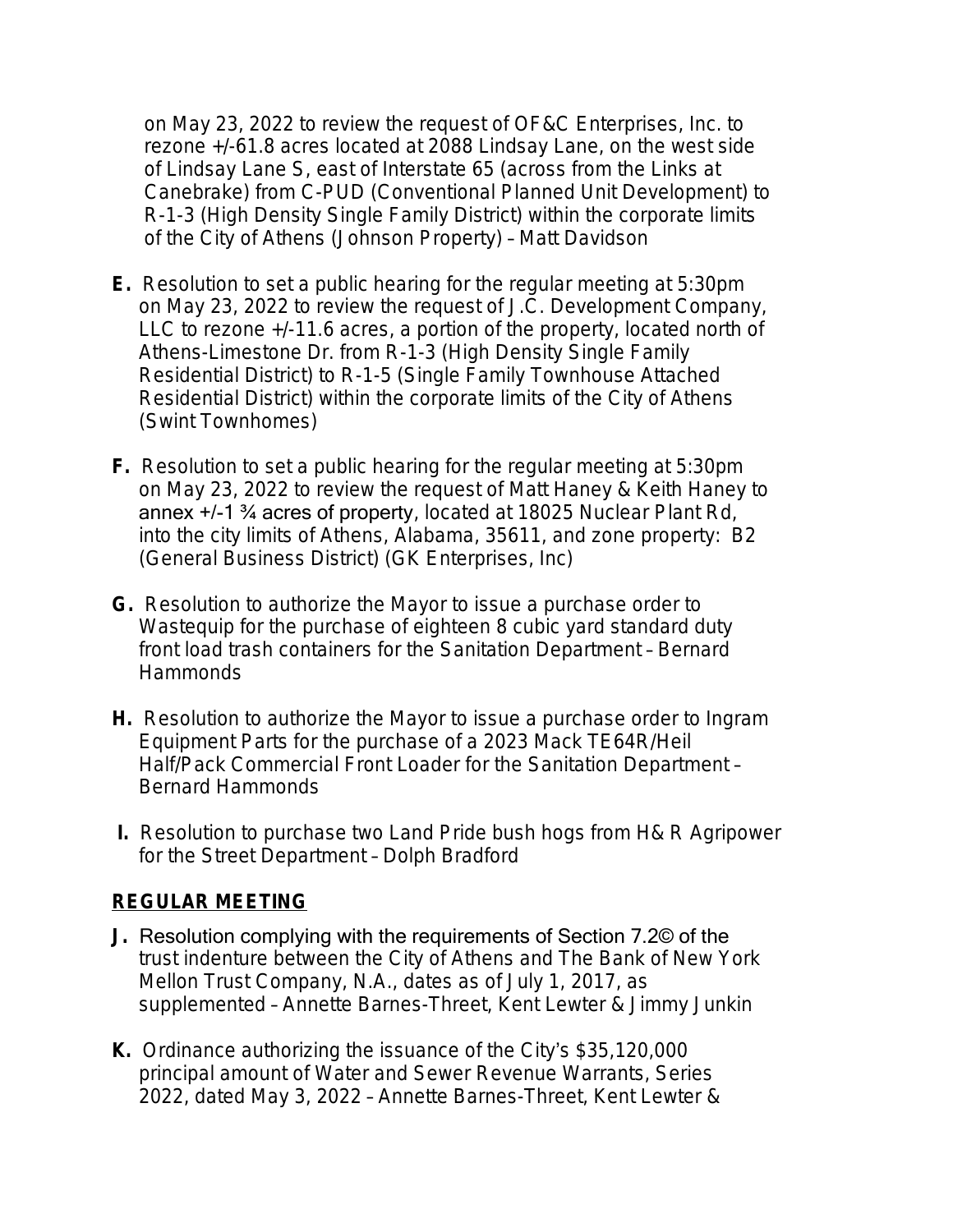on May 23, 2022 to review the request of OF&C Enterprises, Inc. to rezone +/-61.8 acres located at 2088 Lindsay Lane, on the west side of Lindsay Lane S, east of Interstate 65 (across from the Links at Canebrake) from C-PUD (Conventional Planned Unit Development) to R-1-3 (High Density Single Family District) within the corporate limits of the City of Athens (Johnson Property) – Matt Davidson

**E.** Resolution to set a public hearing for the regular meeting at 5:30pm on May 23, 2022 to review the request of J.C. Development Company, LLC to rezone +/-11.6 acres, a portion of the property, located north of Athens-Limestone Dr. from R-1-3 (High Density Single Family Residential District) to R-1-5 (Single Family Townhouse Attached Residential District) within the corporate limits of the City of Athens (Swint Townhomes)

**F.** Resolution to set a public hearing for the regular meeting at 5:30pm on May 23, 2022 to review the request of Matt Haney & Keith Haney to annex +/-1 ¾ acres of property, located at 18025 Nuclear Plant Rd, into the city limits of Athens, Alabama, 35611, and zone property: B2 (General Business District) (GK Enterprises, Inc)

**G.** Resolution to authorize the Mayor to issue a purchase order to Wastequip for the purchase of eighteen 8 cubic yard standard duty front load trash containers for the Sanitation Department – Bernard Hammonds

**H.** Resolution to authorize the Mayor to issue a purchase order to Ingram Equipment Parts for the purchase of a 2023 Mack TE64R/Heil Half/Pack Commercial Front Loader for the Sanitation Department – Bernard Hammonds

**I.** Resolution to purchase two Land Pride bush hogs from H& R Agripower for the Street Department – Dolph Bradford

## REGULAR MEETING

**J.** Resolution complying with the requirements of Section 7.2© of the trust indenture between the City of Athens and The Bank of New York Mellon Trust Company, N.A., dates as of July 1, 2017, as supplemented – Annette Barnes-Threet, Kent Lewter & Jimmy Junkin

**K.** Ordinance authorizing the issuance of the City's $35,120,000 principal amount of Water and Sewer Revenue Warrants, Series 2022, dated May 3, 2022 – Annette Barnes-Threet, Kent Lewter &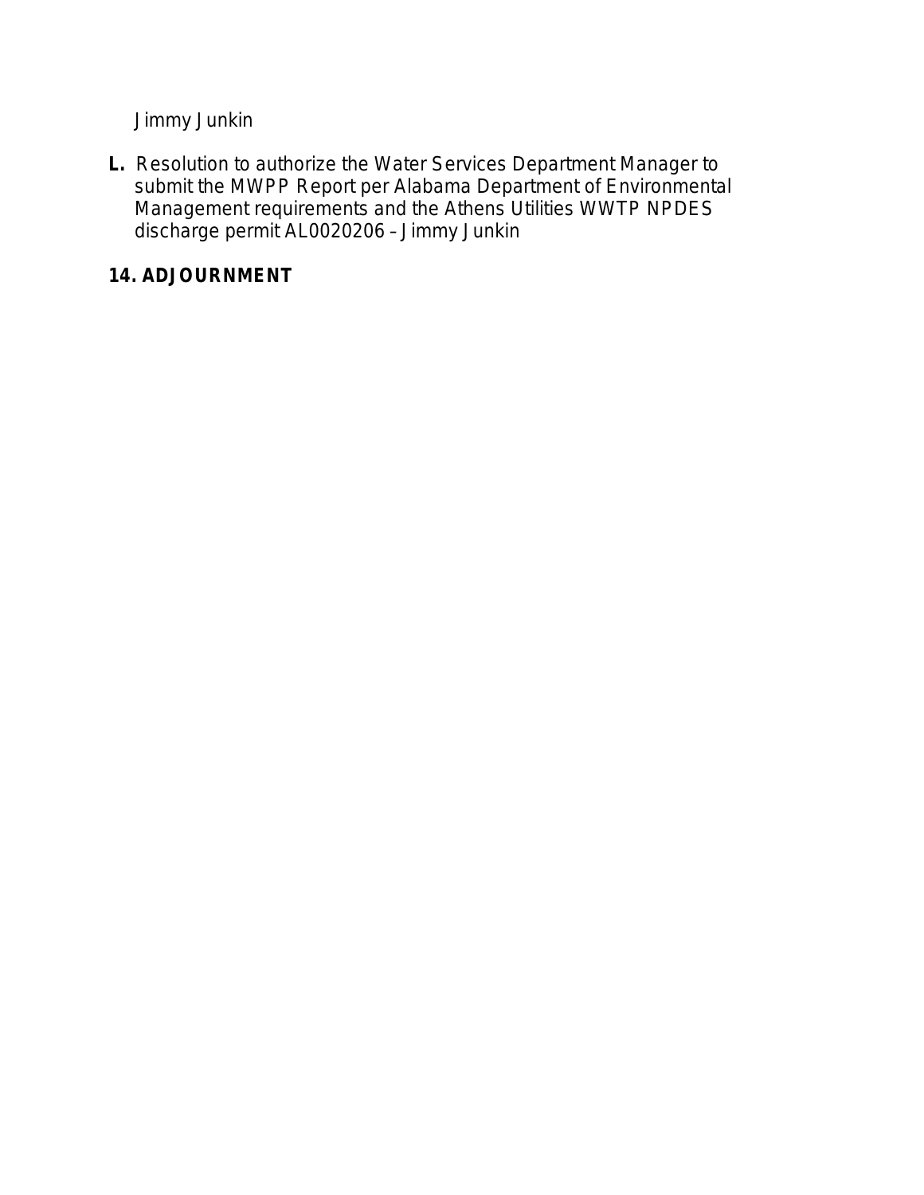Jimmy Junkin

**L.** Resolution to authorize the Water Services Department Manager to submit the MWPP Report per Alabama Department of Environmental Management requirements and the Athens Utilities WWTP NPDES discharge permit AL0020206 – Jimmy Junkin

**14. ADJOURNMENT**